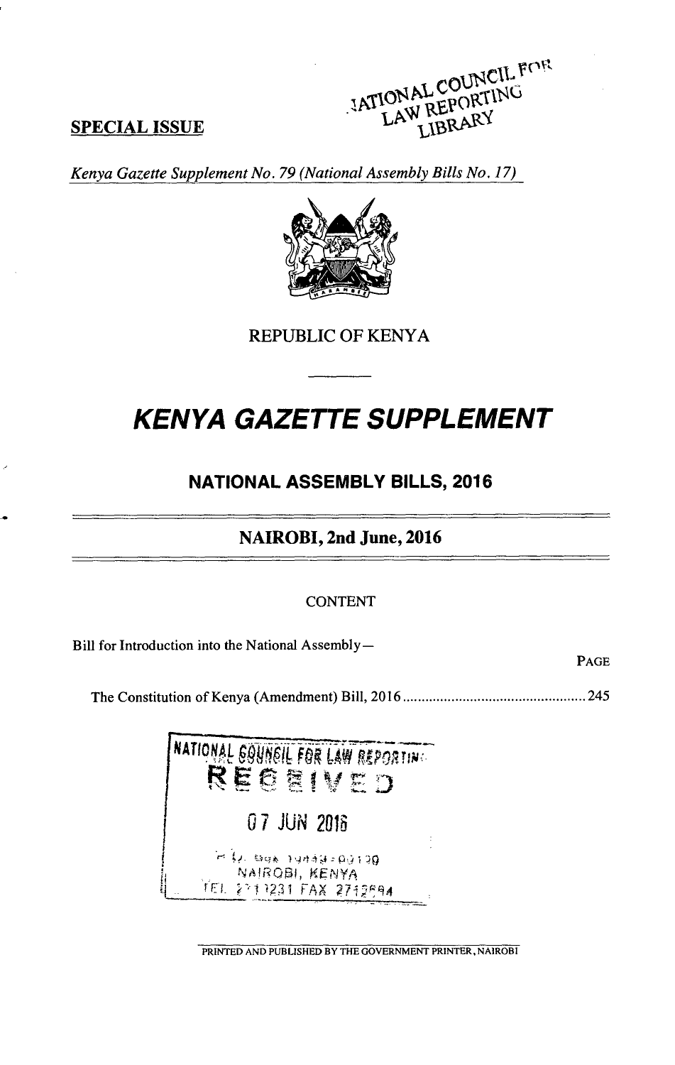NATIONAL COUNCIL FOR LAW REPORTING LIBRARY

**SPECIAL ISSUE**

*Kenya Gazette Supplement No. 79 (National Assembly Bills No. 17)*

REPUBLIC OF KENYA

# *KENYA GAZETTE SUPPLEMENT*

## NATIONAL ASSEMBLY BILLS, 2016

## NAIROBI, 2nd June, 2016

CONTENT

Bill for Introduction into the National Assembly—

PAGE

The Constitution of Kenya (Amendment) Bill, 2016 ................................................ 245

NATIONAL COUNCIL FOR LAW REPORTING
RECEIVED
07 JUN 2016
P.O. Box 10443-00100
NAIROBI, KENYA
TEL 2719231 FAX 2712694

PRINTED AND PUBLISHED BY THE GOVERNMENT PRINTER, NAIROBI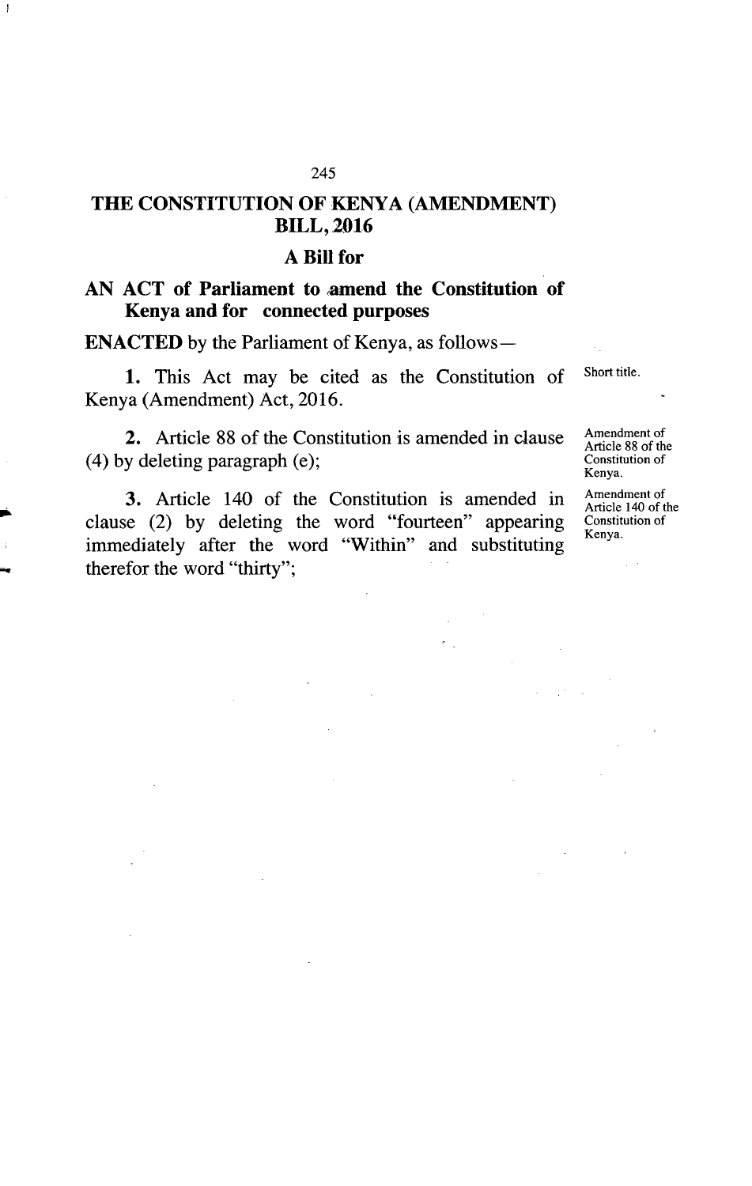# THE CONSTITUTION OF KENYA (AMENDMENT) BILL, 2016

## A Bill for

## AN ACT of Parliament to amend the Constitution of Kenya and for connected purposes

**ENACTED** by the Parliament of Kenya, as follows—

Short title.

**1.** This Act may be cited as the Constitution of Kenya (Amendment) Act, 2016.

Amendment of Article 88 of the Constitution of Kenya.

**2.** Article 88 of the Constitution is amended in clause (4) by deleting paragraph (e);

Amendment of Article 140 of the Constitution of Kenya.

**3.** Article 140 of the Constitution is amended in clause (2) by deleting the word "fourteen" appearing immediately after the word "Within" and substituting therefor the word "thirty";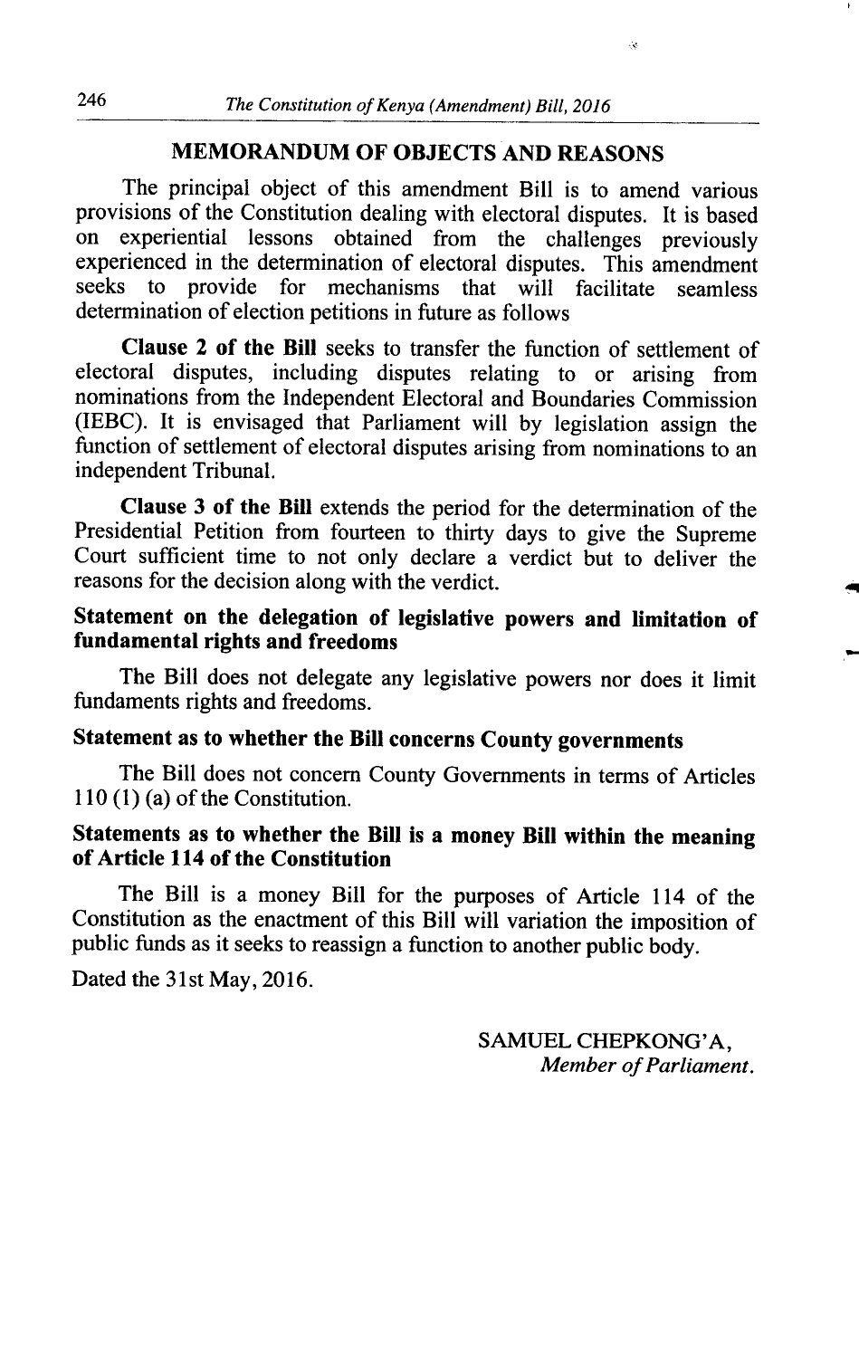## MEMORANDUM OF OBJECTS AND REASONS

The principal object of this amendment Bill is to amend various provisions of the Constitution dealing with electoral disputes. It is based on experiential lessons obtained from the challenges previously experienced in the determination of electoral disputes. This amendment seeks to provide for mechanisms that will facilitate seamless determination of election petitions in future as follows

**Clause 2 of the Bill** seeks to transfer the function of settlement of electoral disputes, including disputes relating to or arising from nominations from the Independent Electoral and Boundaries Commission (IEBC). It is envisaged that Parliament will by legislation assign the function of settlement of electoral disputes arising from nominations to an independent Tribunal.

**Clause 3 of the Bill** extends the period for the determination of the Presidential Petition from fourteen to thirty days to give the Supreme Court sufficient time to not only declare a verdict but to deliver the reasons for the decision along with the verdict.

### Statement on the delegation of legislative powers and limitation of fundamental rights and freedoms

The Bill does not delegate any legislative powers nor does it limit fundaments rights and freedoms.

### Statement as to whether the Bill concerns County governments

The Bill does not concern County Governments in terms of Articles 110 (1) (a) of the Constitution.

### Statements as to whether the Bill is a money Bill within the meaning of Article 114 of the Constitution

The Bill is a money Bill for the purposes of Article 114 of the Constitution as the enactment of this Bill will variation the imposition of public funds as it seeks to reassign a function to another public body.

Dated the 31st May, 2016.

SAMUEL CHEPKONG'A,
*Member of Parliament.*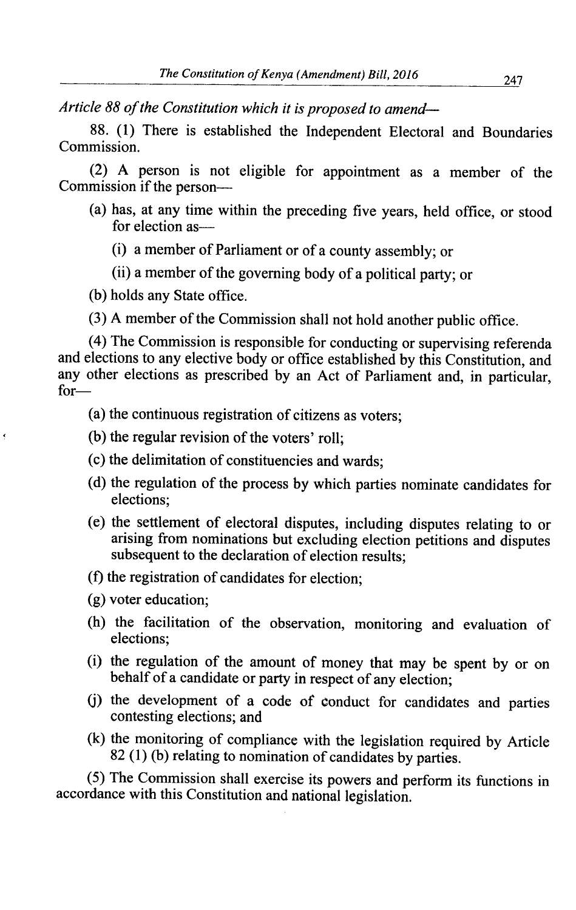*Article 88 of the Constitution which it is proposed to amend—*

88. (1) There is established the Independent Electoral and Boundaries Commission.

(2) A person is not eligible for appointment as a member of the Commission if the person—

(a) has, at any time within the preceding five years, held office, or stood for election as—

(i) a member of Parliament or of a county assembly; or

(ii) a member of the governing body of a political party; or

(b) holds any State office.

(3) A member of the Commission shall not hold another public office.

(4) The Commission is responsible for conducting or supervising referenda and elections to any elective body or office established by this Constitution, and any other elections as prescribed by an Act of Parliament and, in particular, for—

(a) the continuous registration of citizens as voters;

(b) the regular revision of the voters' roll;

(c) the delimitation of constituencies and wards;

(d) the regulation of the process by which parties nominate candidates for elections;

(e) the settlement of electoral disputes, including disputes relating to or arising from nominations but excluding election petitions and disputes subsequent to the declaration of election results;

(f) the registration of candidates for election;

(g) voter education;

(h) the facilitation of the observation, monitoring and evaluation of elections;

(i) the regulation of the amount of money that may be spent by or on behalf of a candidate or party in respect of any election;

(j) the development of a code of conduct for candidates and parties contesting elections; and

(k) the monitoring of compliance with the legislation required by Article 82 (1) (b) relating to nomination of candidates by parties.

(5) The Commission shall exercise its powers and perform its functions in accordance with this Constitution and national legislation.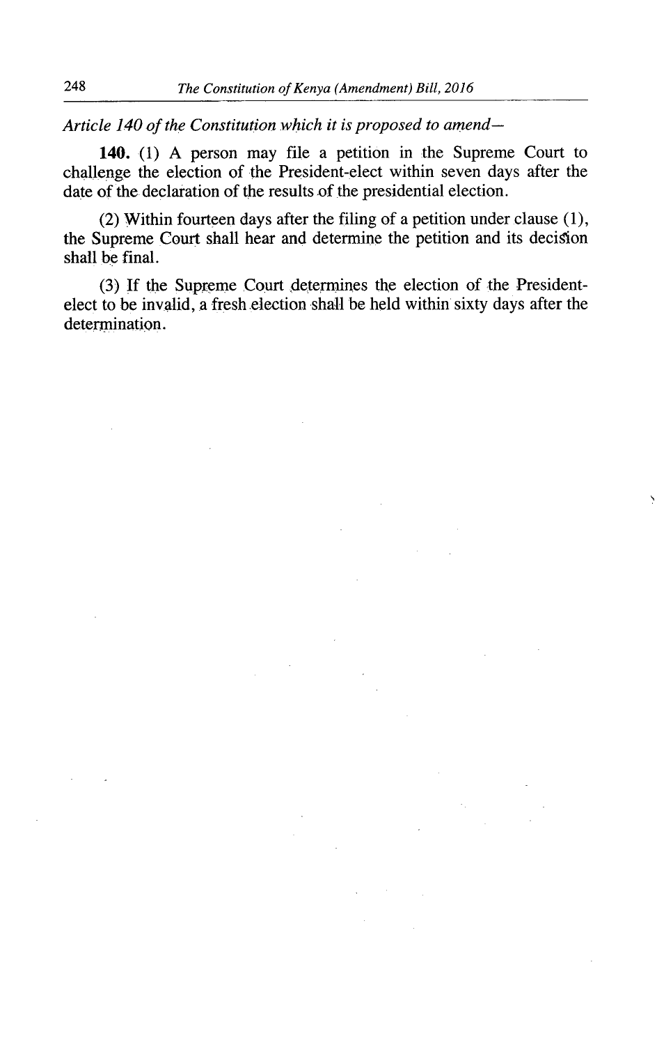*Article 140 of the Constitution which it is proposed to amend—*

**140.** (1) A person may file a petition in the Supreme Court to challenge the election of the President-elect within seven days after the date of the declaration of the results of the presidential election.

(2) Within fourteen days after the filing of a petition under clause (1), the Supreme Court shall hear and determine the petition and its decision shall be final.

(3) If the Supreme Court determines the election of the President-elect to be invalid, a fresh election shall be held within sixty days after the determination.